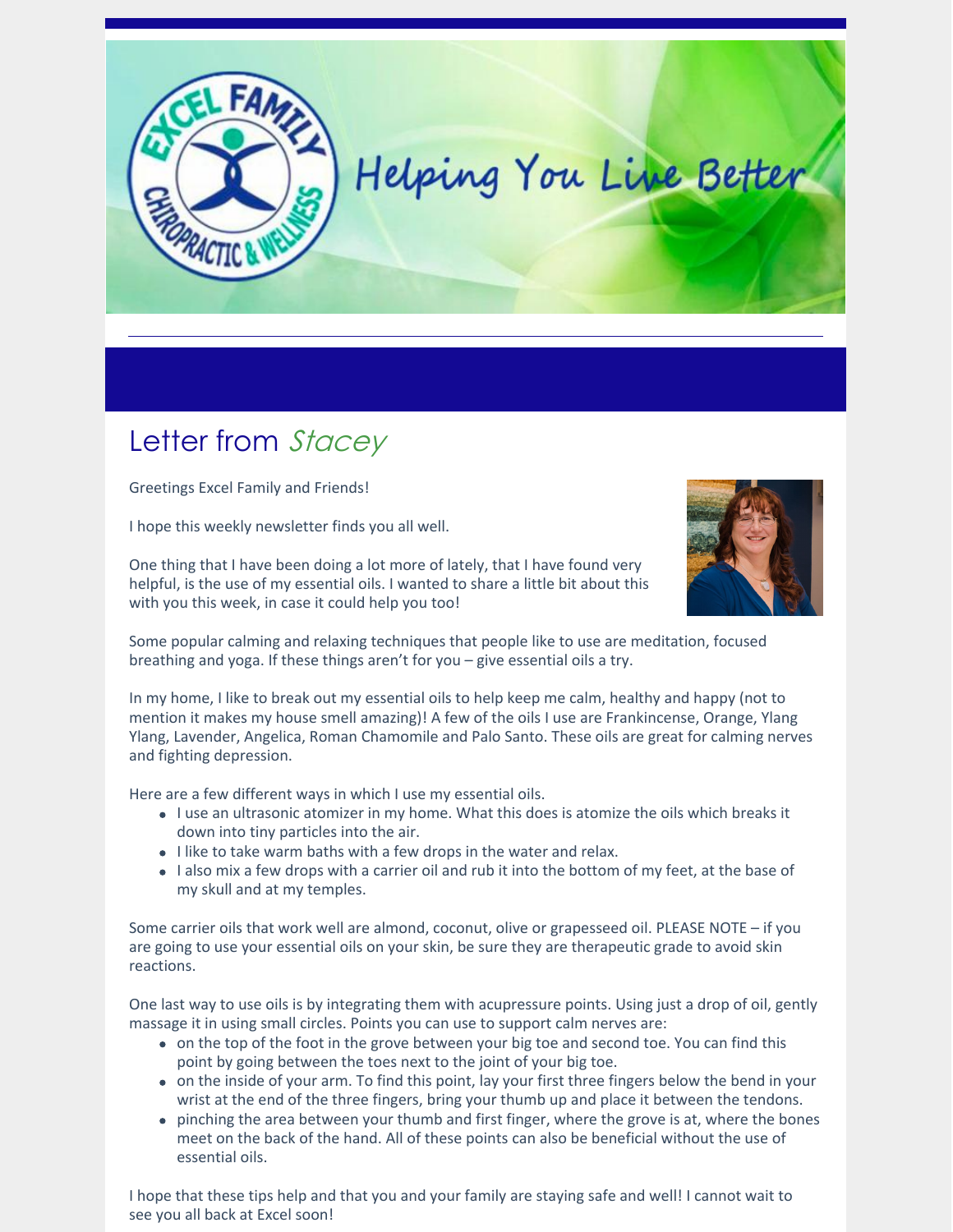Helping You Live Better

## Letter from *Stacey*

Greetings Excel Family and Friends!

I hope this weekly newsletter finds you all well.

One thing that I have been doing a lot more of lately, that I have found very helpful, is the use of my essential oils. I wanted to share a little bit about this with you this week, in case it could help you too!

Some popular calming and relaxing techniques that people like to use are meditation, focused breathing and yoga. If these things aren't for you – give essential oils a try.

In my home, I like to break out my essential oils to help keep me calm, healthy and happy (not to mention it makes my house smell amazing)! A few of the oils I use are Frankincense, Orange, Ylang Ylang, Lavender, Angelica, Roman Chamomile and Palo Santo. These oils are great for calming nerves and fighting depression.

Here are a few different ways in which I use my essential oils.

- I use an ultrasonic atomizer in my home. What this does is atomize the oils which breaks it down into tiny particles into the air.
- I like to take warm baths with a few drops in the water and relax.
- I also mix a few drops with a carrier oil and rub it into the bottom of my feet, at the base of my skull and at my temples.

Some carrier oils that work well are almond, coconut, olive or grapeseed oil. PLEASE NOTE – if you are going to use your essential oils on your skin, be sure they are therapeutic grade to avoid skin reactions.

One last way to use oils is by integrating them with acupressure points. Using just a drop of oil, gently massage it in using small circles. Points you can use to support calm nerves are:

- on the top of the foot in the grove between your big toe and second toe. You can find this point by going between the toes next to the joint of your big toe.
- on the inside of your arm. To find this point, lay your first three fingers below the bend in your wrist at the end of the three fingers, bring your thumb up and place it between the tendons.
- pinching the area between your thumb and first finger, where the grove is at, where the bones meet on the back of the hand. All of these points can also be beneficial without the use of essential oils.

I hope that these tips help and that you and your family are staying safe and well! I cannot wait to see you all back at Excel soon!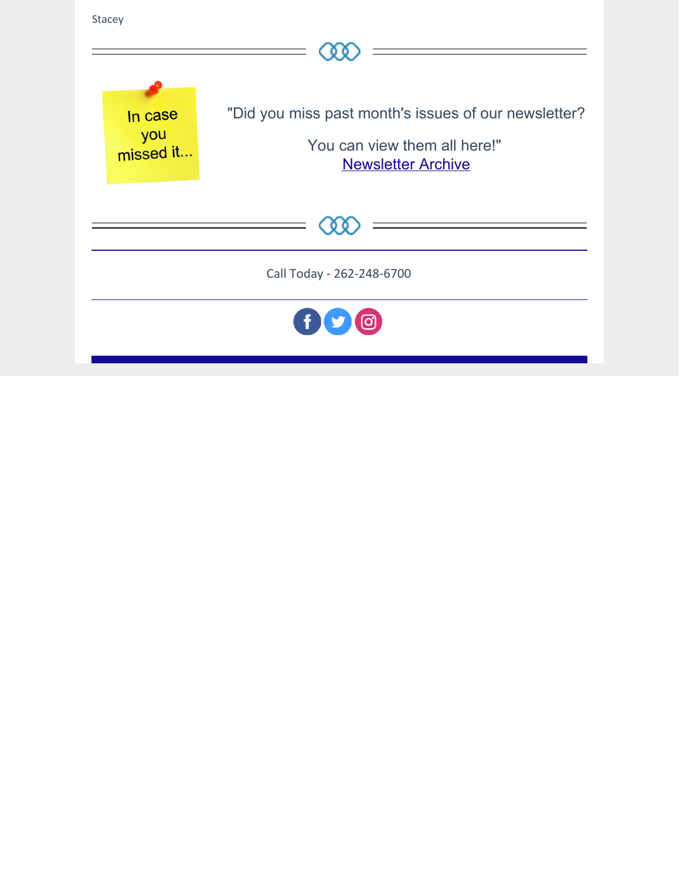Stacey

---

In case you missed it...

"Did you miss past month's issues of our newsletter?

You can view them all here!"
Newsletter Archive

---

Call Today - 262-248-6700